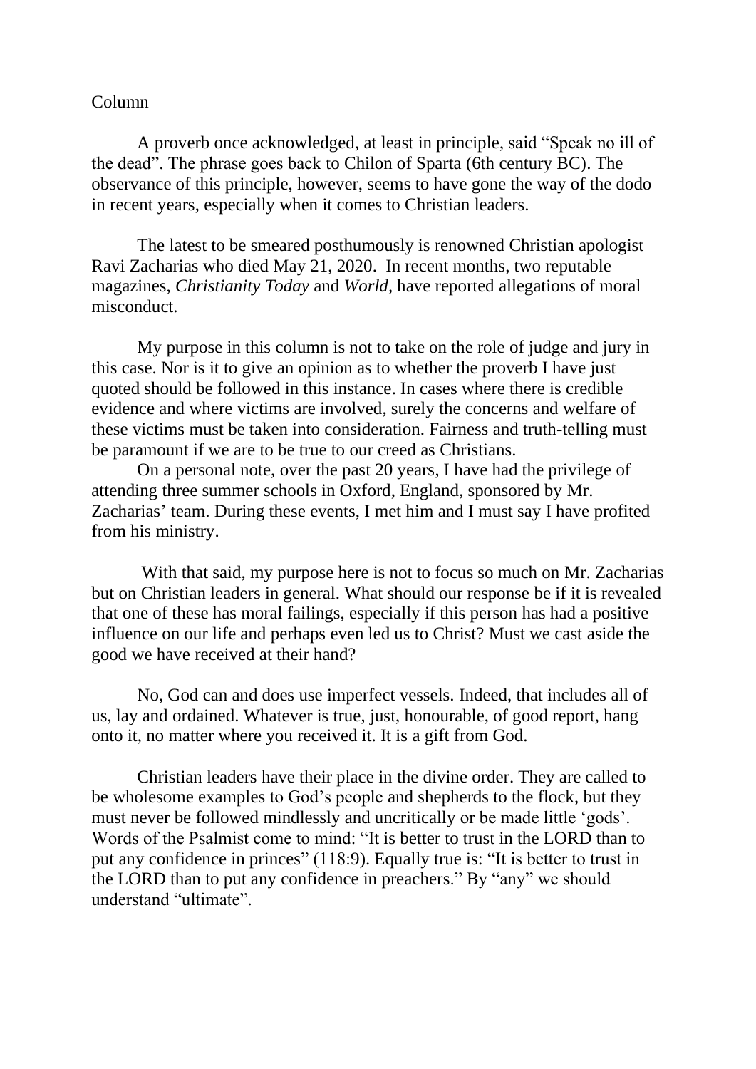Column

A proverb once acknowledged, at least in principle, said "Speak no ill of the dead". The phrase goes back to Chilon of Sparta (6th century BC). The observance of this principle, however, seems to have gone the way of the dodo in recent years, especially when it comes to Christian leaders.

The latest to be smeared posthumously is renowned Christian apologist Ravi Zacharias who died May 21, 2020. In recent months, two reputable magazines, *Christianity Today* and *World*, have reported allegations of moral misconduct.

My purpose in this column is not to take on the role of judge and jury in this case. Nor is it to give an opinion as to whether the proverb I have just quoted should be followed in this instance. In cases where there is credible evidence and where victims are involved, surely the concerns and welfare of these victims must be taken into consideration. Fairness and truth-telling must be paramount if we are to be true to our creed as Christians.

On a personal note, over the past 20 years, I have had the privilege of attending three summer schools in Oxford, England, sponsored by Mr. Zacharias' team. During these events, I met him and I must say I have profited from his ministry.

With that said, my purpose here is not to focus so much on Mr. Zacharias but on Christian leaders in general. What should our response be if it is revealed that one of these has moral failings, especially if this person has had a positive influence on our life and perhaps even led us to Christ? Must we cast aside the good we have received at their hand?

No, God can and does use imperfect vessels. Indeed, that includes all of us, lay and ordained. Whatever is true, just, honourable, of good report, hang onto it, no matter where you received it. It is a gift from God.

Christian leaders have their place in the divine order. They are called to be wholesome examples to God's people and shepherds to the flock, but they must never be followed mindlessly and uncritically or be made little 'gods'. Words of the Psalmist come to mind: "It is better to trust in the LORD than to put any confidence in princes" (118:9). Equally true is: "It is better to trust in the LORD than to put any confidence in preachers." By "any" we should understand "ultimate".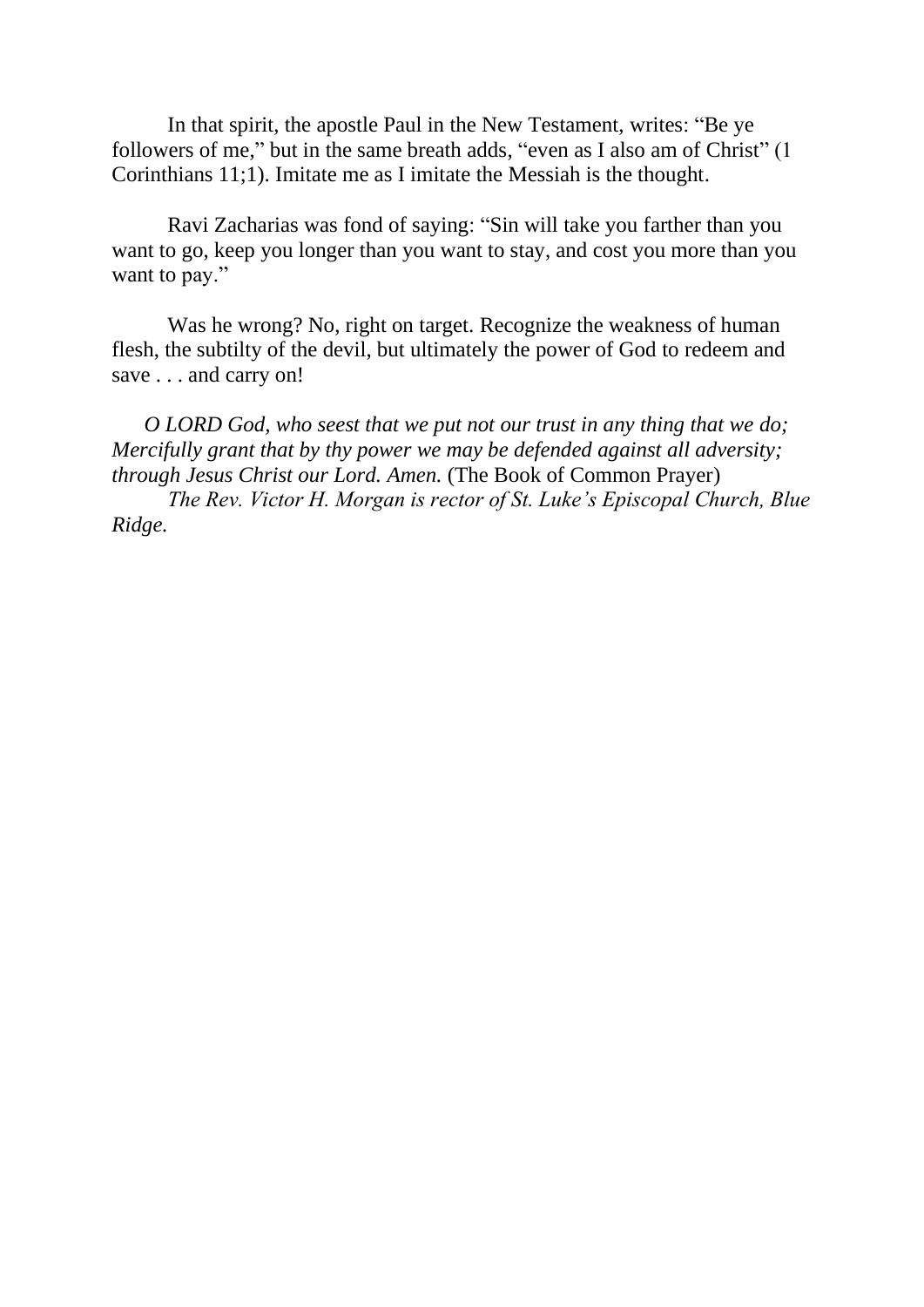In that spirit, the apostle Paul in the New Testament, writes: "Be ye followers of me," but in the same breath adds, "even as I also am of Christ" (1 Corinthians 11;1). Imitate me as I imitate the Messiah is the thought.

Ravi Zacharias was fond of saying: "Sin will take you farther than you want to go, keep you longer than you want to stay, and cost you more than you want to pay."

Was he wrong? No, right on target. Recognize the weakness of human flesh, the subtilty of the devil, but ultimately the power of God to redeem and save . . . and carry on!

*O LORD God, who seest that we put not our trust in any thing that we do; Mercifully grant that by thy power we may be defended against all adversity; through Jesus Christ our Lord. Amen.* (The Book of Common Prayer)

*The Rev. Victor H. Morgan is rector of St. Luke's Episcopal Church, Blue Ridge.*